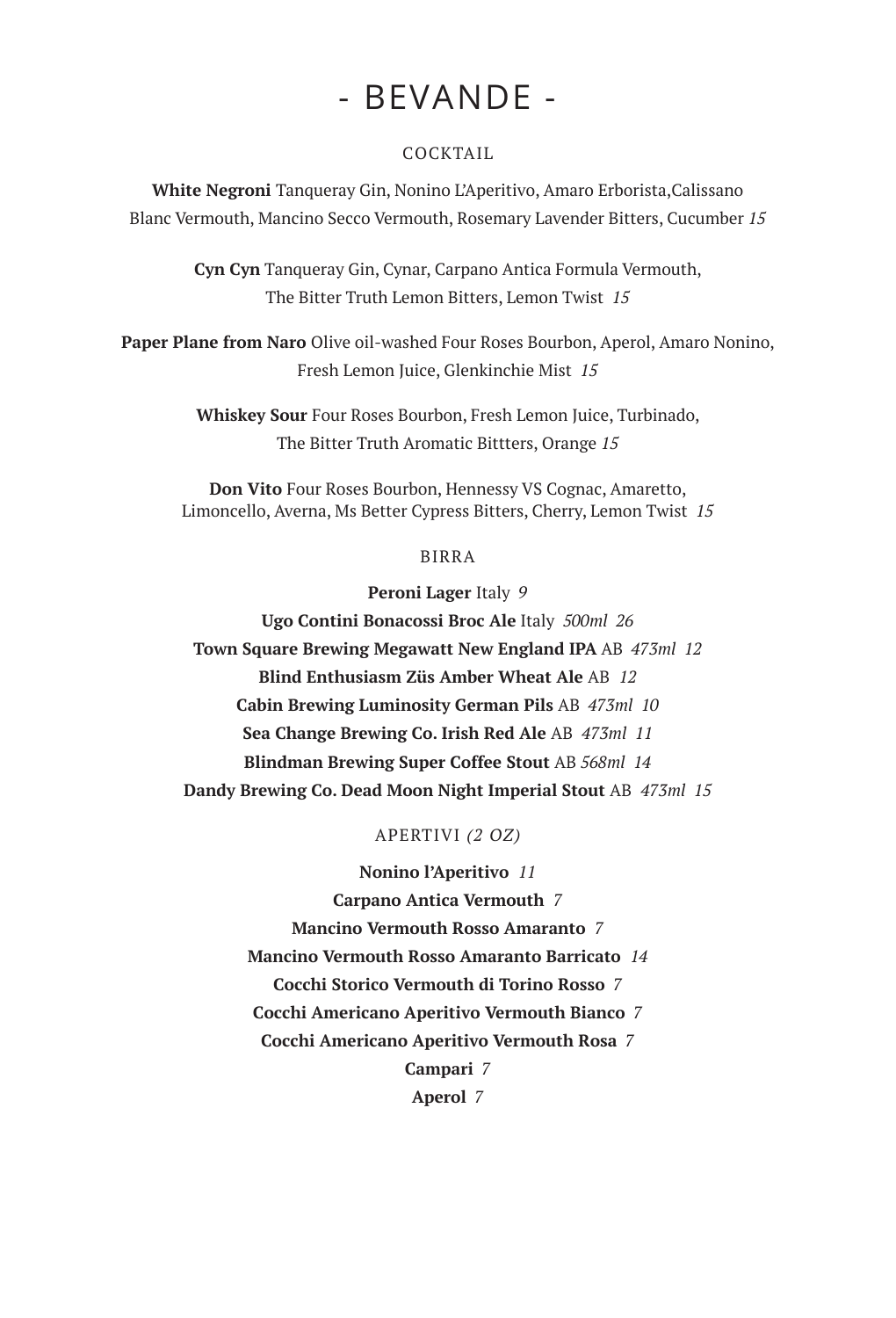# - BEVANDE -

## COCKTAIL

**White Negroni** Tanqueray Gin, Nonino L'Aperitivo, Amaro Erborista,Calissano Blanc Vermouth, Mancino Secco Vermouth, Rosemary Lavender Bitters, Cucumber *15*

**Cyn Cyn** Tanqueray Gin, Cynar, Carpano Antica Formula Vermouth, The Bitter Truth Lemon Bitters, Lemon Twist *15*

**Paper Plane from Naro** Olive oil-washed Four Roses Bourbon, Aperol, Amaro Nonino, Fresh Lemon Juice, Glenkinchie Mist *15*

**Whiskey Sour** Four Roses Bourbon, Fresh Lemon Juice, Turbinado, The Bitter Truth Aromatic Bittters, Orange *15*

**Don Vito** Four Roses Bourbon, Hennessy VS Cognac, Amaretto, Limoncello, Averna, Ms Better Cypress Bitters, Cherry, Lemon Twist *15*

## BIRRA

**Peroni Lager** Italy *9*

**Ugo Contini Bonacossi Broc Ale** Italy *500ml 26*

**Town Square Brewing Megawatt New England IPA** AB *473ml 12*

**Blind Enthusiasm Züs Amber Wheat Ale** AB *12*

**Cabin Brewing Luminosity German Pils** AB *473ml 10*

**Sea Change Brewing Co. Irish Red Ale** AB *473ml 11*

**Blindman Brewing Super Coffee Stout** AB *568ml 14*

**Dandy Brewing Co. Dead Moon Night Imperial Stout** AB *473ml 15*

## APERTIVI *(2 OZ)*

**Nonino l'Aperitivo** *11*

**Carpano Antica Vermouth** *7*

**Mancino Vermouth Rosso Amaranto** *7*

**Mancino Vermouth Rosso Amaranto Barricato** *14*

**Cocchi Storico Vermouth di Torino Rosso** *7*

**Cocchi Americano Aperitivo Vermouth Bianco** *7*

**Cocchi Americano Aperitivo Vermouth Rosa** *7*

**Campari** *7*

**Aperol** *7*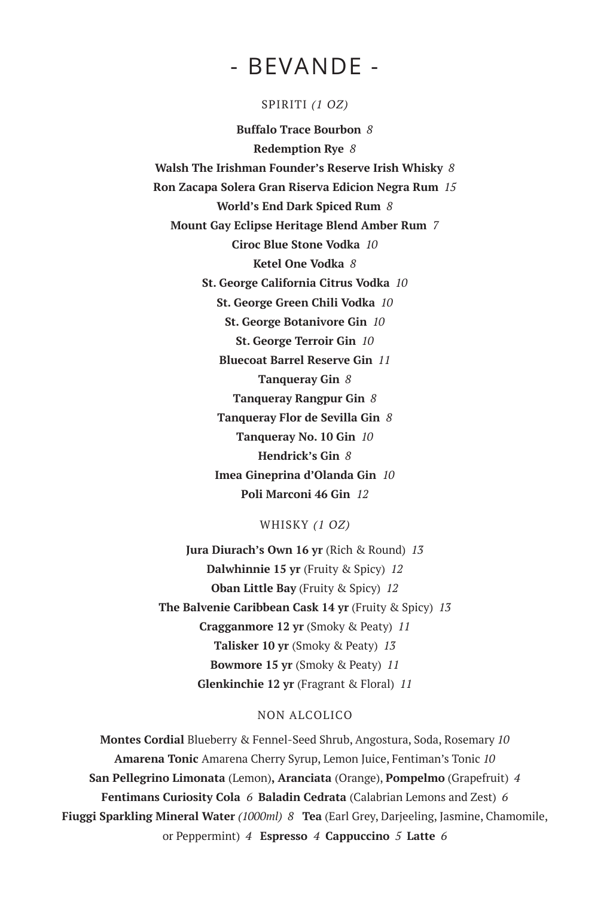# - BEVANDE -

## SPIRITI *(1 OZ)*

**Buffalo Trace Bourbon** *8*

**Redemption Rye** *8*

**Walsh The Irishman Founder's Reserve Irish Whisky** *8*

**Ron Zacapa Solera Gran Riserva Edicion Negra Rum** *15*

**World's End Dark Spiced Rum** *8*

**Mount Gay Eclipse Heritage Blend Amber Rum** *7*

**Ciroc Blue Stone Vodka** *10*

**Ketel One Vodka** *8*

**St. George California Citrus Vodka** *10*

**St. George Green Chili Vodka** *10*

**St. George Botanivore Gin** *10*

**St. George Terroir Gin** *10*

**Bluecoat Barrel Reserve Gin** *11*

**Tanqueray Gin** *8*

**Tanqueray Rangpur Gin** *8*

**Tanqueray Flor de Sevilla Gin** *8*

**Tanqueray No. 10 Gin** *10*

**Hendrick's Gin** *8*

**Imea Gineprina d'Olanda Gin** *10*

**Poli Marconi 46 Gin** *12*

## WHISKY *(1 OZ)*

**Jura Diurach's Own 16 yr** (Rich & Round) *13*

**Dalwhinnie 15 yr** (Fruity & Spicy) *12*

**Oban Little Bay** (Fruity & Spicy) *12*

**The Balvenie Caribbean Cask 14 yr** (Fruity & Spicy) *13*

**Cragganmore 12 yr** (Smoky & Peaty) *11*

**Talisker 10 yr** (Smoky & Peaty) *13*

**Bowmore 15 yr** (Smoky & Peaty) *11*

**Glenkinchie 12 yr** (Fragrant & Floral) *11*

## NON ALCOLICO

**Montes Cordial** Blueberry & Fennel-Seed Shrub, Angostura, Soda, Rosemary *10*

**Amarena Tonic** Amarena Cherry Syrup, Lemon Juice, Fentiman's Tonic *10*

**San Pellegrino Limonata** (Lemon)**, Aranciata** (Orange), **Pompelmo** (Grapefruit) *4*

**Fentimans Curiosity Cola** *6* **Baladin Cedrata** (Calabrian Lemons and Zest) *6*

**Fiuggi Sparkling Mineral Water** *(1000ml)* *8* **Tea** (Earl Grey, Darjeeling, Jasmine, Chamomile, or Peppermint) *4* **Espresso** *4* **Cappuccino** *5* **Latte** *6*